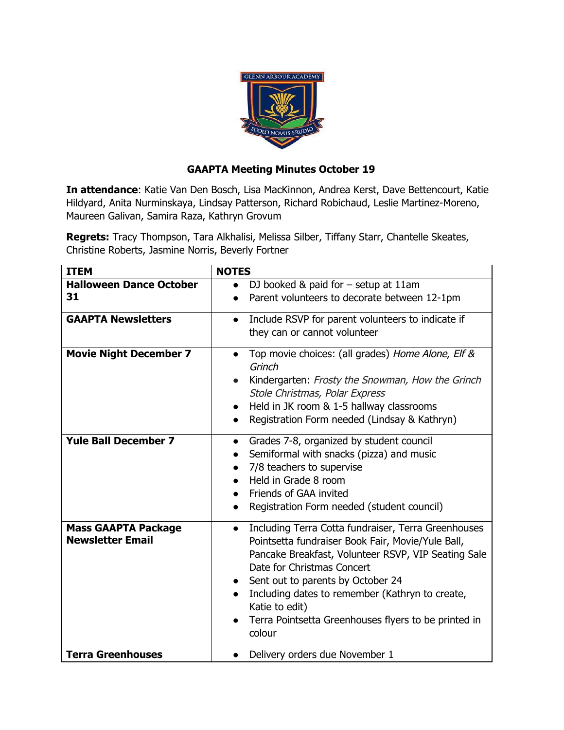## GAAPTA Meeting Minutes October 19

**In attendance**: Katie Van Den Bosch, Lisa MacKinnon, Andrea Kerst, Dave Bettencourt, Katie Hildyard, Anita Nurminskaya, Lindsay Patterson, Richard Robichaud, Leslie Martinez-Moreno, Maureen Galivan, Samira Raza, Kathryn Grovum

**Regrets:** Tracy Thompson, Tara Alkhalisi, Melissa Silber, Tiffany Starr, Chantelle Skeates, Christine Roberts, Jasmine Norris, Beverly Fortner

| ITEM | NOTES |
| --- | --- |
| **Halloween Dance October 31** | • DJ booked & paid for – setup at 11am<br>• Parent volunteers to decorate between 12-1pm |
| **GAAPTA Newsletters** | • Include RSVP for parent volunteers to indicate if they can or cannot volunteer |
| **Movie Night December 7** | • Top movie choices: (all grades) *Home Alone, Elf & Grinch*<br>• Kindergarten: *Frosty the Snowman, How the Grinch Stole Christmas, Polar Express*<br>• Held in JK room & 1-5 hallway classrooms<br>• Registration Form needed (Lindsay & Kathryn) |
| **Yule Ball December 7** | • Grades 7-8, organized by student council<br>• Semiformal with snacks (pizza) and music<br>• 7/8 teachers to supervise<br>• Held in Grade 8 room<br>• Friends of GAA invited<br>• Registration Form needed (student council) |
| **Mass GAAPTA Package Newsletter Email** | • Including Terra Cotta fundraiser, Terra Greenhouses Pointsetta fundraiser Book Fair, Movie/Yule Ball, Pancake Breakfast, Volunteer RSVP, VIP Seating Sale Date for Christmas Concert<br>• Sent out to parents by October 24<br>• Including dates to remember (Kathryn to create, Katie to edit)<br>• Terra Pointsetta Greenhouses flyers to be printed in colour |
| **Terra Greenhouses** | • Delivery orders due November 1 |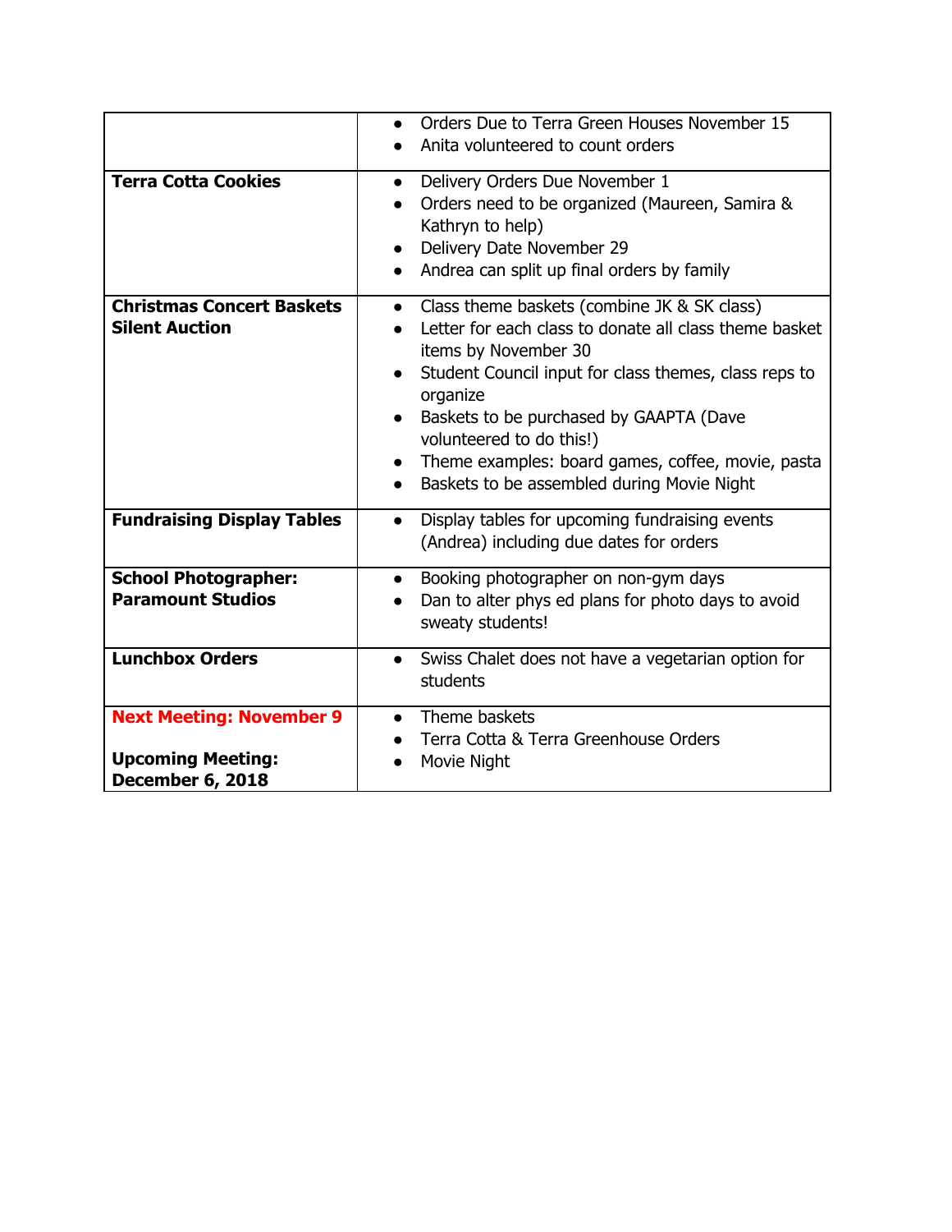| | |
|---|---|
| | • Orders Due to Terra Green Houses November 15<br>• Anita volunteered to count orders |
| **Terra Cotta Cookies** | • Delivery Orders Due November 1<br>• Orders need to be organized (Maureen, Samira & Kathryn to help)<br>• Delivery Date November 29<br>• Andrea can split up final orders by family |
| **Christmas Concert Baskets Silent Auction** | • Class theme baskets (combine JK & SK class)<br>• Letter for each class to donate all class theme basket items by November 30<br>• Student Council input for class themes, class reps to organize<br>• Baskets to be purchased by GAAPTA (Dave volunteered to do this!)<br>• Theme examples: board games, coffee, movie, pasta<br>• Baskets to be assembled during Movie Night |
| **Fundraising Display Tables** | • Display tables for upcoming fundraising events (Andrea) including due dates for orders |
| **School Photographer: Paramount Studios** | • Booking photographer on non-gym days<br>• Dan to alter phys ed plans for photo days to avoid sweaty students! |
| **Lunchbox Orders** | • Swiss Chalet does not have a vegetarian option for students |
| **Next Meeting: November 9**<br><br>**Upcoming Meeting: December 6, 2018** | • Theme baskets<br>• Terra Cotta & Terra Greenhouse Orders<br>• Movie Night |